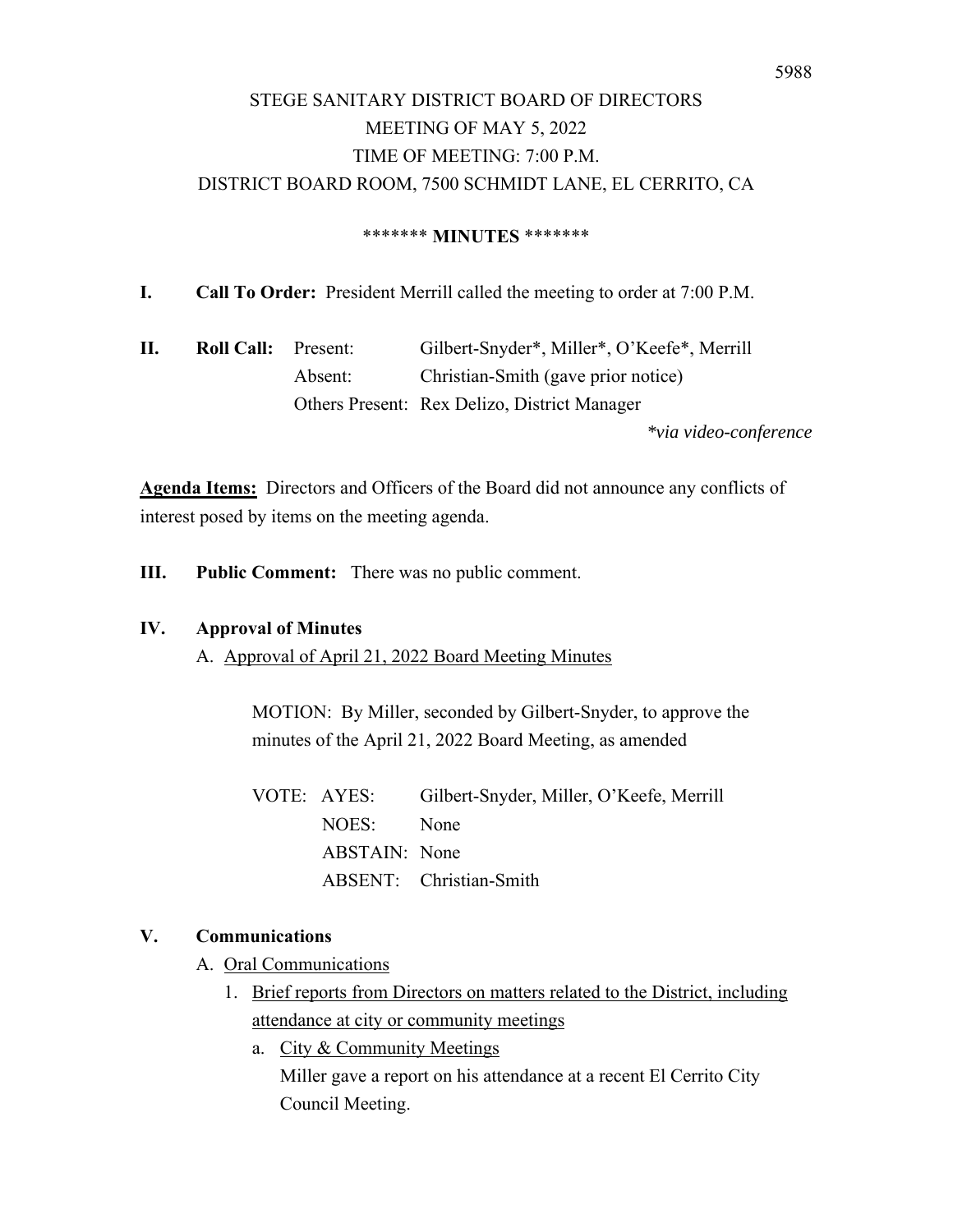STEGE SANITARY DISTRICT BOARD OF DIRECTORS
MEETING OF MAY 5, 2022
TIME OF MEETING: 7:00 P.M.
DISTRICT BOARD ROOM, 7500 SCHMIDT LANE, EL CERRITO, CA

******* **MINUTES** *******

**I. Call To Order:** President Merrill called the meeting to order at 7:00 P.M.

**II. Roll Call:**

Present: Gilbert-Snyder*, Miller*, O'Keefe*, Merrill
Absent: Christian-Smith (gave prior notice)
Others Present: Rex Delizo, District Manager

*\*via video-conference*

**Agenda Items:** Directors and Officers of the Board did not announce any conflicts of interest posed by items on the meeting agenda.

**III. Public Comment:** There was no public comment.

**IV. Approval of Minutes**

A. Approval of April 21, 2022 Board Meeting Minutes

MOTION: By Miller, seconded by Gilbert-Snyder, to approve the minutes of the April 21, 2022 Board Meeting, as amended

VOTE:
AYES: Gilbert-Snyder, Miller, O'Keefe, Merrill
NOES: None
ABSTAIN: None
ABSENT: Christian-Smith

**V. Communications**

A. Oral Communications

1. Brief reports from Directors on matters related to the District, including attendance at city or community meetings

   a. City & Community Meetings
   Miller gave a report on his attendance at a recent El Cerrito City Council Meeting.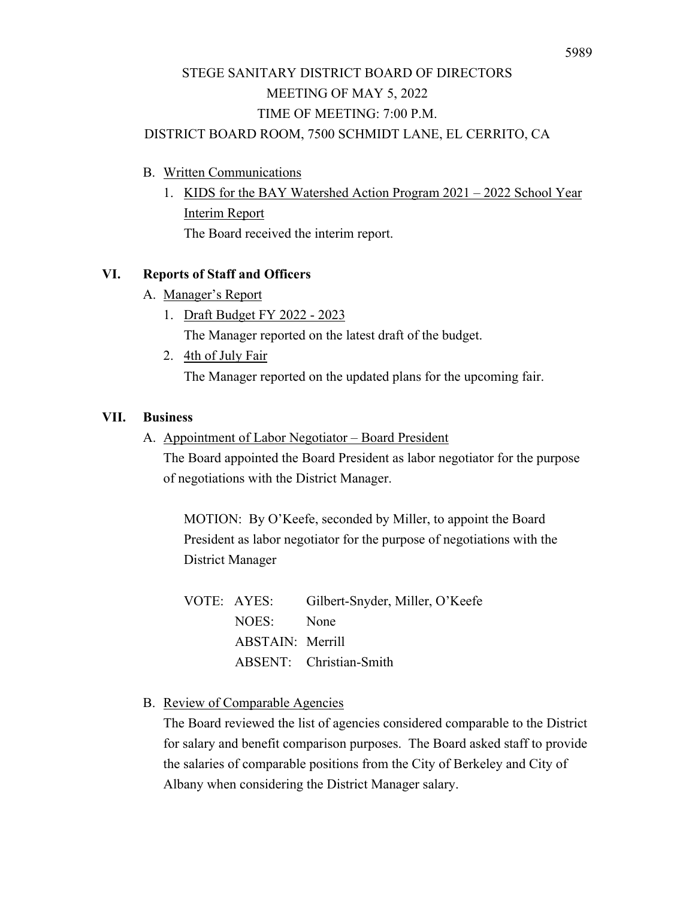STEGE SANITARY DISTRICT BOARD OF DIRECTORS
MEETING OF MAY 5, 2022
TIME OF MEETING: 7:00 P.M.
DISTRICT BOARD ROOM, 7500 SCHMIDT LANE, EL CERRITO, CA

B. Written Communications
   1. KIDS for the BAY Watershed Action Program 2021 – 2022 School Year Interim Report
      The Board received the interim report.

## VI. Reports of Staff and Officers

A. Manager's Report
   1. Draft Budget FY 2022 - 2023
      The Manager reported on the latest draft of the budget.
   2. 4th of July Fair
      The Manager reported on the updated plans for the upcoming fair.

## VII. Business

A. Appointment of Labor Negotiator – Board President
   The Board appointed the Board President as labor negotiator for the purpose of negotiations with the District Manager.

   MOTION: By O'Keefe, seconded by Miller, to appoint the Board President as labor negotiator for the purpose of negotiations with the District Manager

   VOTE: AYES: Gilbert-Snyder, Miller, O'Keefe
   NOES: None
   ABSTAIN: Merrill
   ABSENT: Christian-Smith

B. Review of Comparable Agencies
   The Board reviewed the list of agencies considered comparable to the District for salary and benefit comparison purposes. The Board asked staff to provide the salaries of comparable positions from the City of Berkeley and City of Albany when considering the District Manager salary.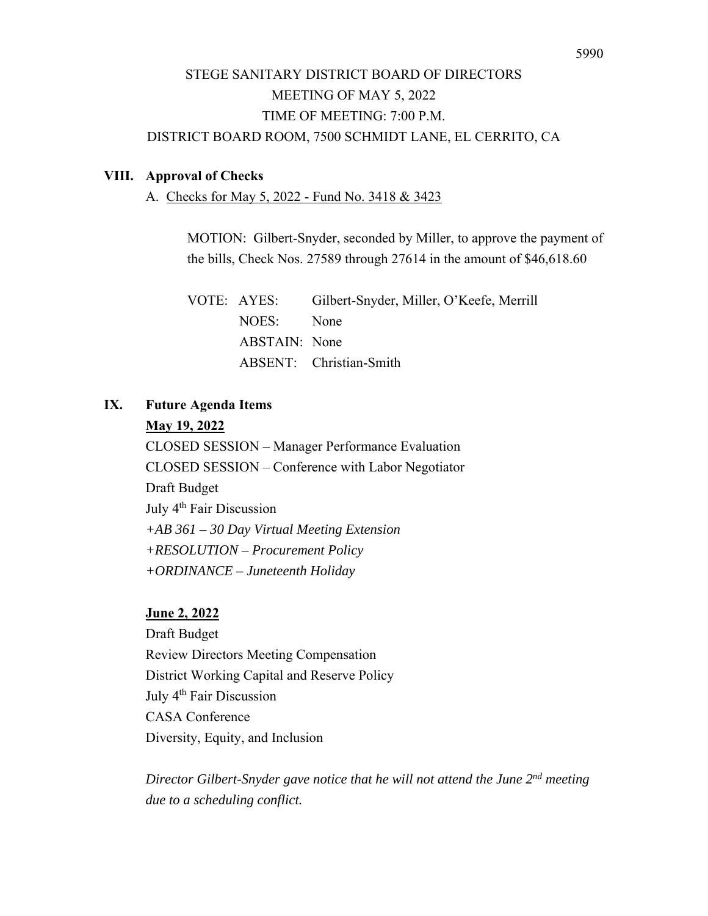STEGE SANITARY DISTRICT BOARD OF DIRECTORS
MEETING OF MAY 5, 2022
TIME OF MEETING: 7:00 P.M.
DISTRICT BOARD ROOM, 7500 SCHMIDT LANE, EL CERRITO, CA

## VIII. Approval of Checks

A. Checks for May 5, 2022 - Fund No. 3418 & 3423

MOTION: Gilbert-Snyder, seconded by Miller, to approve the payment of the bills, Check Nos. 27589 through 27614 in the amount of $46,618.60

VOTE: AYES: Gilbert-Snyder, Miller, O'Keefe, Merrill
NOES: None
ABSTAIN: None
ABSENT: Christian-Smith

## IX. Future Agenda Items

**May 19, 2022**

CLOSED SESSION – Manager Performance Evaluation
CLOSED SESSION – Conference with Labor Negotiator
Draft Budget
July 4th Fair Discussion
*+AB 361 – 30 Day Virtual Meeting Extension*
*+RESOLUTION – Procurement Policy*
*+ORDINANCE – Juneteenth Holiday*

**June 2, 2022**

Draft Budget
Review Directors Meeting Compensation
District Working Capital and Reserve Policy
July 4th Fair Discussion
CASA Conference
Diversity, Equity, and Inclusion

*Director Gilbert-Snyder gave notice that he will not attend the June 2nd meeting due to a scheduling conflict.*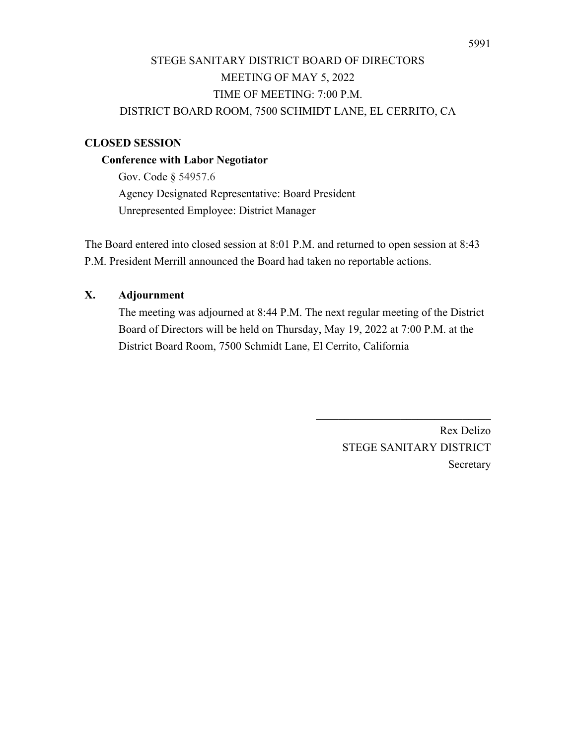STEGE SANITARY DISTRICT BOARD OF DIRECTORS
MEETING OF MAY 5, 2022
TIME OF MEETING: 7:00 P.M.
DISTRICT BOARD ROOM, 7500 SCHMIDT LANE, EL CERRITO, CA

**CLOSED SESSION**

**Conference with Labor Negotiator**

Gov. Code § 54957.6
Agency Designated Representative: Board President
Unrepresented Employee: District Manager

The Board entered into closed session at 8:01 P.M. and returned to open session at 8:43 P.M. President Merrill announced the Board had taken no reportable actions.

**X. Adjournment**

The meeting was adjourned at 8:44 P.M. The next regular meeting of the District Board of Directors will be held on Thursday, May 19, 2022 at 7:00 P.M. at the District Board Room, 7500 Schmidt Lane, El Cerrito, California

\_\_\_\_\_\_\_\_\_\_\_\_\_\_\_\_\_\_\_\_\_\_\_\_\_\_\_\_\_\_

Rex Delizo
STEGE SANITARY DISTRICT
Secretary